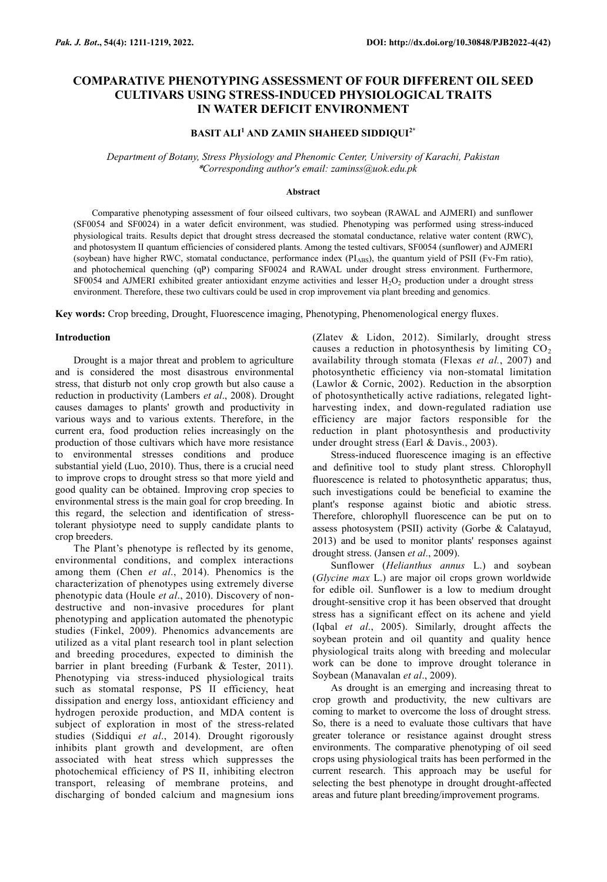# COMPARATIVE PHENOTYPING ASSESSMENT OF FOUR DIFFERENT OIL SEED CULTIVARS USING STRESS-INDUCED PHYSIOLOGICAL TRAITS IN WATER DEFICIT ENVIRONMENT

**BASIT ALI[1] AND ZAMIN SHAHEED SIDDIQUI[2*]**

*Department of Botany, Stress Physiology and Phenomic Center, University of Karachi, Pakistan*
*\*Corresponding author's email: zaminss@uok.edu.pk*

### Abstract

Comparative phenotyping assessment of four oilseed cultivars, two soybean (RAWAL and AJMERI) and sunflower (SF0054 and SF0024) in a water deficit environment, was studied. Phenotyping was performed using stress-induced physiological traits. Results depict that drought stress decreased the stomatal conductance, relative water content (RWC), and photosystem II quantum efficiencies of considered plants. Among the tested cultivars, SF0054 (sunflower) and AJMERI (soybean) have higher RWC, stomatal conductance, performance index ($PI_{ABS}$), the quantum yield of PSII (Fv-Fm ratio), and photochemical quenching (qP) comparing SF0024 and RAWAL under drought stress environment. Furthermore, SF0054 and AJMERI exhibited greater antioxidant enzyme activities and lesser $H_2O_2$ production under a drought stress environment. Therefore, these two cultivars could be used in crop improvement via plant breeding and genomics.

**Key words:** Crop breeding, Drought, Fluorescence imaging, Phenotyping, Phenomenological energy fluxes.

## Introduction

Drought is a major threat and problem to agriculture and is considered the most disastrous environmental stress, that disturb not only crop growth but also cause a reduction in productivity (Lambers *et al*., 2008). Drought causes damages to plants' growth and productivity in various ways and to various extents. Therefore, in the current era, food production relies increasingly on the production of those cultivars which have more resistance to environmental stresses conditions and produce substantial yield (Luo, 2010). Thus, there is a crucial need to improve crops to drought stress so that more yield and good quality can be obtained. Improving crop species to environmental stress is the main goal for crop breeding. In this regard, the selection and identification of stress-tolerant physiotype need to supply candidate plants to crop breeders.

The Plant's phenotype is reflected by its genome, environmental conditions, and complex interactions among them (Chen *et al*., 2014). Phenomics is the characterization of phenotypes using extremely diverse phenotypic data (Houle *et al*., 2010). Discovery of non-destructive and non-invasive procedures for plant phenotyping and application automated the phenotypic studies (Finkel, 2009). Phenomics advancements are utilized as a vital plant research tool in plant selection and breeding procedures, expected to diminish the barrier in plant breeding (Furbank & Tester, 2011). Phenotyping via stress-induced physiological traits such as stomatal response, PS II efficiency, heat dissipation and energy loss, antioxidant efficiency and hydrogen peroxide production, and MDA content is subject of exploration in most of the stress-related studies (Siddiqui *et al*., 2014). Drought rigorously inhibits plant growth and development, are often associated with heat stress which suppresses the photochemical efficiency of PS II, inhibiting electron transport, releasing of membrane proteins, and discharging of bonded calcium and magnesium ions (Zlatev & Lidon, 2012). Similarly, drought stress causes a reduction in photosynthesis by limiting $CO_2$ availability through stomata (Flexas *et al.*, 2007) and photosynthetic efficiency via non-stomatal limitation (Lawlor & Cornic, 2002). Reduction in the absorption of photosynthetically active radiations, relegated light-harvesting index, and down-regulated radiation use efficiency are major factors responsible for the reduction in plant photosynthesis and productivity under drought stress (Earl & Davis., 2003).

Stress-induced fluorescence imaging is an effective and definitive tool to study plant stress. Chlorophyll fluorescence is related to photosynthetic apparatus; thus, such investigations could be beneficial to examine the plant's response against biotic and abiotic stress. Therefore, chlorophyll fluorescence can be put on to assess photosystem (PSII) activity (Gorbe & Calatayud, 2013) and be used to monitor plants' responses against drought stress. (Jansen *et al*., 2009).

Sunflower (*Helianthus annus* L.) and soybean (*Glycine max* L.) are major oil crops grown worldwide for edible oil. Sunflower is a low to medium drought drought-sensitive crop it has been observed that drought stress has a significant effect on its achene and yield (Iqbal *et al*., 2005). Similarly, drought affects the soybean protein and oil quantity and quality hence physiological traits along with breeding and molecular work can be done to improve drought tolerance in Soybean (Manavalan *et al*., 2009).

As drought is an emerging and increasing threat to crop growth and productivity, the new cultivars are coming to market to overcome the loss of drought stress. So, there is a need to evaluate those cultivars that have greater tolerance or resistance against drought stress environments. The comparative phenotyping of oil seed crops using physiological traits has been performed in the current research. This approach may be useful for selecting the best phenotype in drought drought-affected areas and future plant breeding/improvement programs.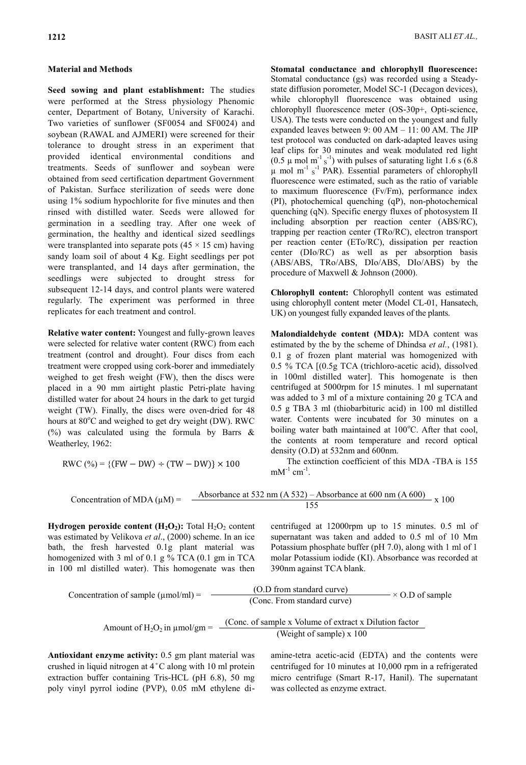## Material and Methods

**Seed sowing and plant establishment:** The studies were performed at the Stress physiology Phenomic center, Department of Botany, University of Karachi. Two varieties of sunflower (SF0054 and SF0024) and soybean (RAWAL and AJMERI) were screened for their tolerance to drought stress in an experiment that provided identical environmental conditions and treatments. Seeds of sunflower and soybean were obtained from seed certification department Government of Pakistan. Surface sterilization of seeds were done using 1% sodium hypochlorite for five minutes and then rinsed with distilled water. Seeds were allowed for germination in a seedling tray. After one week of germination, the healthy and identical sized seedlings were transplanted into separate pots (45 × 15 cm) having sandy loam soil of about 4 Kg. Eight seedlings per pot were transplanted, and 14 days after germination, the seedlings were subjected to drought stress for subsequent 12-14 days, and control plants were watered regularly. The experiment was performed in three replicates for each treatment and control.

**Relative water content:** Youngest and fully-grown leaves were selected for relative water content (RWC) from each treatment (control and drought). Four discs from each treatment were cropped using cork-borer and immediately weighed to get fresh weight (FW), then the discs were placed in a 90 mm airtight plastic Petri-plate having distilled water for about 24 hours in the dark to get turgid weight (TW). Finally, the discs were oven-dried for 48 hours at 80°C and weighed to get dry weight (DW). RWC (%) was calculated using the formula by Barrs & Weatherley, 1962:

$$\text{RWC}(\%) = \{(\text{FW} - \text{DW}) \div (\text{TW} - \text{DW})\} \times 100$$

**Stomatal conductance and chlorophyll fluorescence:** Stomatal conductance (gs) was recorded using a Steady-state diffusion porometer, Model SC-1 (Decagon devices), while chlorophyll fluorescence was obtained using chlorophyll fluorescence meter (OS-30p+, Opti-science, USA). The tests were conducted on the youngest and fully expanded leaves between 9: 00 AM – 11: 00 AM. The JIP test protocol was conducted on dark-adapted leaves using leaf clips for 30 minutes and weak modulated red light (0.5 $\mu$ mol $m^{-1}$ $s^{-1}$) with pulses of saturating light 1.6 s (6.8 $\mu$ mol $m^{-1}$ $s^{-1}$ PAR). Essential parameters of chlorophyll fluorescence were estimated, such as the ratio of variable to maximum fluorescence (Fv/Fm), performance index (PI), photochemical quenching (qP), non-photochemical quenching (qN). Specific energy fluxes of photosystem II including absorption per reaction center (ABS/RC), trapping per reaction center (TRo/RC), electron transport per reaction center (ETo/RC), dissipation per reaction center (DIo/RC) as well as per absorption basis (ABS/ABS, TRo/ABS, DIo/ABS, DIo/ABS) by the procedure of Maxwell & Johnson (2000).

**Chlorophyll content:** Chlorophyll content was estimated using chlorophyll content meter (Model CL-01, Hansatech, UK) on youngest fully expanded leaves of the plants.

**Malondialdehyde content (MDA):** MDA content was estimated by the by the scheme of Dhindsa *et al.*, (1981). 0.1 g of frozen plant material was homogenized with 0.5 % TCA [(0.5g TCA (trichloro-acetic acid), dissolved in 100ml distilled water]. This homogenate is then centrifuged at 5000rpm for 15 minutes. 1 ml supernatant was added to 3 ml of a mixture containing 20 g TCA and 0.5 g TBA 3 ml (thiobarbituric acid) in 100 ml distilled water. Contents were incubated for 30 minutes on a boiling water bath maintained at 100°C. After that cool, the contents at room temperature and record optical density (O.D) at 532nm and 600nm.

The extinction coefficient of this MDA -TBA is 155 $mM^{-1}$ $cm^{-1}$.

$$\text{Concentration of MDA } (\mu\text{M}) = \frac{\text{Absorbance at 532 nm (A 532)} - \text{Absorbance at 600 nm (A 600)}}{155} \times 100$$

**Hydrogen peroxide content ($H_2O_2$):** Total $H_2O_2$ content was estimated by Velikova *et al*., (2000) scheme. In an ice bath, the fresh harvested 0.1g plant material was homogenized with 3 ml of 0.1 g % TCA (0.1 gm in TCA in 100 ml distilled water). This homogenate was then centrifuged at 12000rpm up to 15 minutes. 0.5 ml of supernatant was taken and added to 0.5 ml of 10 Mm Potassium phosphate buffer (pH 7.0), along with 1 ml of 1 molar Potassium iodide (KI). Absorbance was recorded at 390nm against TCA blank.

$$\text{Concentration of sample } (\mu\text{mol/ml}) = \frac{\text{(O.D from standard curve)}}{\text{(Conc. From standard curve)}} \times \text{O.D of sample}$$

$$\text{Amount of } H_2O_2 \text{ in } \mu\text{mol/gm} = \frac{\text{(Conc. of sample x Volume of extract x Dilution factor}}{\text{(Weight of sample) x 100}}$$

**Antioxidant enzyme activity:** 0.5 gm plant material was crushed in liquid nitrogen at 4˚C along with 10 ml protein extraction buffer containing Tris-HCL (pH 6.8), 50 mg poly vinyl pyrrol iodine (PVP), 0.05 mM ethylene di-amine-tetra acetic-acid (EDTA) and the contents were centrifuged for 10 minutes at 10,000 rpm in a refrigerated micro centrifuge (Smart R-17, Hanil). The supernatant was collected as enzyme extract.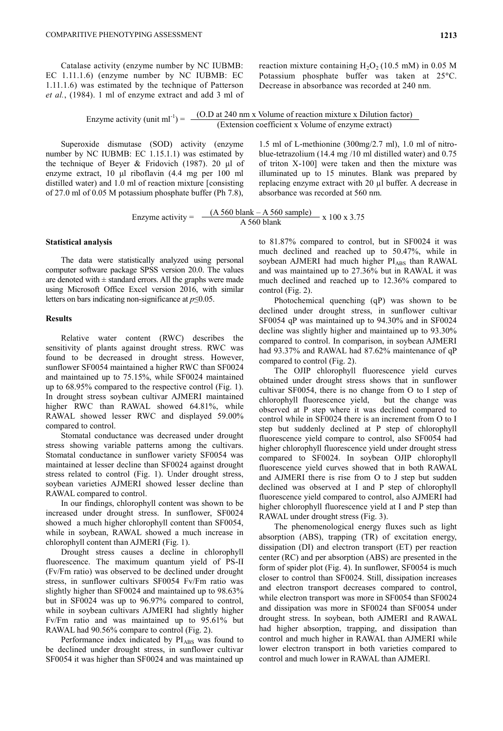Catalase activity (enzyme number by NC IUBMB: EC 1.11.1.6) (enzyme number by NC IUBMB: EC 1.11.1.6) was estimated by the technique of Patterson *et al.*, (1984). 1 ml of enzyme extract and add 3 ml of reaction mixture containing $H_2O_2$ (10.5 mM) in 0.05 M Potassium phosphate buffer was taken at 25°C. Decrease in absorbance was recorded at 240 nm.

$$\text{Enzyme activity (unit ml}^{-1}\text{)} = \frac{\text{(O.D at 240 nm x Volume of reaction mixture x Dilution factor)}}{\text{(Extension coefficient x Volume of enzyme extract)}}$$

Superoxide dismutase (SOD) activity (enzyme number by NC IUBMB: EC 1.15.1.1) was estimated by the technique of Beyer & Fridovich (1987). 20 µl of enzyme extract, 10 µl riboflavin (4.4 mg per 100 ml distilled water) and 1.0 ml of reaction mixture [consisting of 27.0 ml of 0.05 M potassium phosphate buffer (Ph 7.8), 1.5 ml of L-methionine (300mg/2.7 ml), 1.0 ml of nitro-blue-tetrazolium (14.4 mg /10 ml distilled water) and 0.75 of triton X-100] were taken and then the mixture was illuminated up to 15 minutes. Blank was prepared by replacing enzyme extract with 20 µl buffer. A decrease in absorbance was recorded at 560 nm.

$$\text{Enzyme activity} = \frac{\text{(A 560 blank – A 560 sample)}}{\text{A 560 blank}} \times 100 \times 3.75$$

### Statistical analysis

The data were statistically analyzed using personal computer software package SPSS version 20.0. The values are denoted with ± standard errors. All the graphs were made using Microsoft Office Excel version 2016, with similar letters on bars indicating non-significance at $p \leq 0.05$.

### Results

Relative water content (RWC) describes the sensitivity of plants against drought stress. RWC was found to be decreased in drought stress. However, sunflower SF0054 maintained a higher RWC than SF0024 and maintained up to 75.15%, while SF0024 maintained up to 68.95% compared to the respective control (Fig. 1). In drought stress soybean cultivar AJMERI maintained higher RWC than RAWAL showed 64.81%, while RAWAL showed lesser RWC and displayed 59.00% compared to control.

Stomatal conductance was decreased under drought stress showing variable patterns among the cultivars. Stomatal conductance in sunflower variety SF0054 was maintained at lesser decline than SF0024 against drought stress related to control (Fig. 1). Under drought stress, soybean varieties AJMERI showed lesser decline than RAWAL compared to control.

In our findings, chlorophyll content was shown to be increased under drought stress. In sunflower, SF0024 showed a much higher chlorophyll content than SF0054, while in soybean, RAWAL showed a much increase in chlorophyll content than AJMERI (Fig. 1).

Drought stress causes a decline in chlorophyll fluorescence. The maximum quantum yield of PS-II (Fv/Fm ratio) was observed to be declined under drought stress, in sunflower cultivars SF0054 Fv/Fm ratio was slightly higher than SF0024 and maintained up to 98.63% but in SF0024 was up to 96.97% compared to control, while in soybean cultivars AJMERI had slightly higher Fv/Fm ratio and was maintained up to 95.61% but RAWAL had 90.56% compare to control (Fig. 2).

Performance index indicated by $PI_{ABS}$ was found to be declined under drought stress, in sunflower cultivar SF0054 it was higher than SF0024 and was maintained up to 81.87% compared to control, but in SF0024 it was much declined and reached up to 50.47%, while in soybean AJMERI had much higher $PI_{ABS}$ than RAWAL and was maintained up to 27.36% but in RAWAL it was much declined and reached up to 12.36% compared to control (Fig. 2).

Photochemical quenching (qP) was shown to be declined under drought stress, in sunflower cultivar SF0054 qP was maintained up to 94.30% and in SF0024 decline was slightly higher and maintained up to 93.30% compared to control. In comparison, in soybean AJMERI had 93.37% and RAWAL had 87.62% maintenance of qP compared to control (Fig. 2).

The OJIP chlorophyll fluorescence yield curves obtained under drought stress shows that in sunflower cultivar SF0054, there is no change from O to I step of chlorophyll fluorescence yield, but the change was observed at P step where it was declined compared to control while in SF0024 there is an increment from O to I step but suddenly declined at P step of chlorophyll fluorescence yield compare to control, also SF0054 had higher chlorophyll fluorescence yield under drought stress compared to SF0024. In soybean OJIP chlorophyll fluorescence yield curves showed that in both RAWAL and AJMERI there is rise from O to J step but sudden declined was observed at I and P step of chlorophyll fluorescence yield compared to control, also AJMERI had higher chlorophyll fluorescence yield at I and P step than RAWAL under drought stress (Fig. 3).

The phenomenological energy fluxes such as light absorption (ABS), trapping (TR) of excitation energy, dissipation (DI) and electron transport (ET) per reaction center (RC) and per absorption (ABS) are presented in the form of spider plot (Fig. 4). In sunflower, SF0054 is much closer to control than SF0024. Still, dissipation increases and electron transport decreases compared to control, while electron transport was more in SF0054 than SF0024 and dissipation was more in SF0024 than SF0054 under drought stress. In soybean, both AJMERI and RAWAL had higher absorption, trapping, and dissipation than control and much higher in RAWAL than AJMERI while lower electron transport in both varieties compared to control and much lower in RAWAL than AJMERI.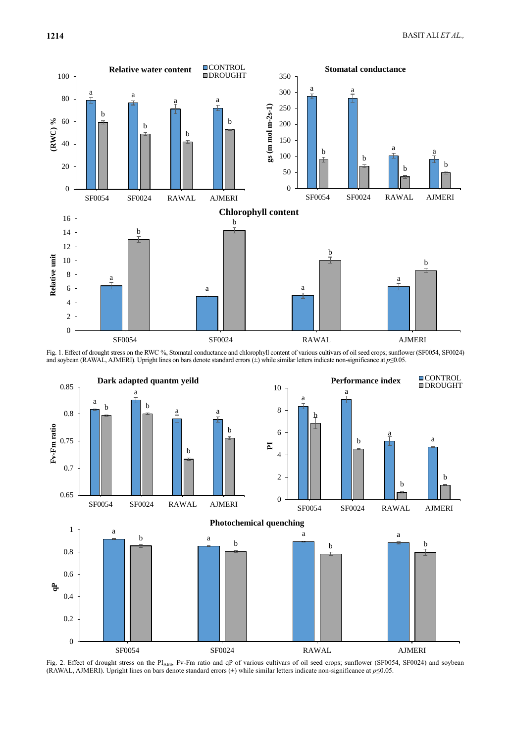Fig. 1. Effect of drought stress on the RWC %, Stomatal conductance and chlorophyll content of various cultivars of oil seed crops; sunflower (SF0054, SF0024) and soybean (RAWAL, AJMERI). Upright lines on bars denote standard errors (±) while similar letters indicate non-significance at $p \le 0.05$.

Fig. 2. Effect of drought stress on the $PI_{ABS}$, Fv-Fm ratio and qP of various cultivars of oil seed crops; sunflower (SF0054, SF0024) and soybean (RAWAL, AJMERI). Upright lines on bars denote standard errors (±) while similar letters indicate non-significance at $p \le 0.05$.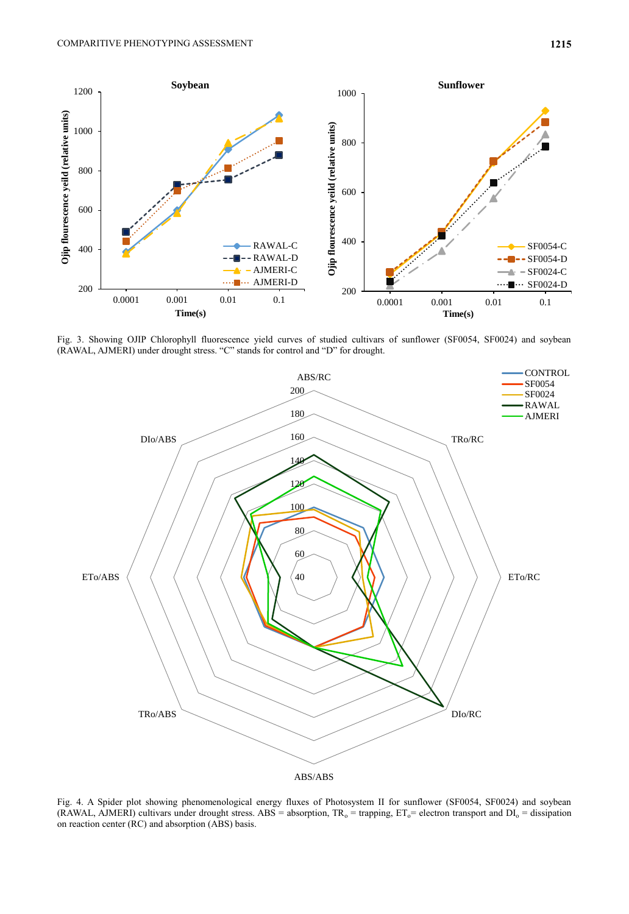Fig. 3. Showing OJIP Chlorophyll fluorescence yield curves of studied cultivars of sunflower (SF0054, SF0024) and soybean (RAWAL, AJMERI) under drought stress. "C" stands for control and "D" for drought.

Fig. 4. A Spider plot showing phenomenological energy fluxes of Photosystem II for sunflower (SF0054, SF0024) and soybean (RAWAL, AJMERI) cultivars under drought stress. ABS = absorption, $TR_o$ = trapping, $ET_o$= electron transport and $DI_o$ = dissipation on reaction center (RC) and absorption (ABS) basis.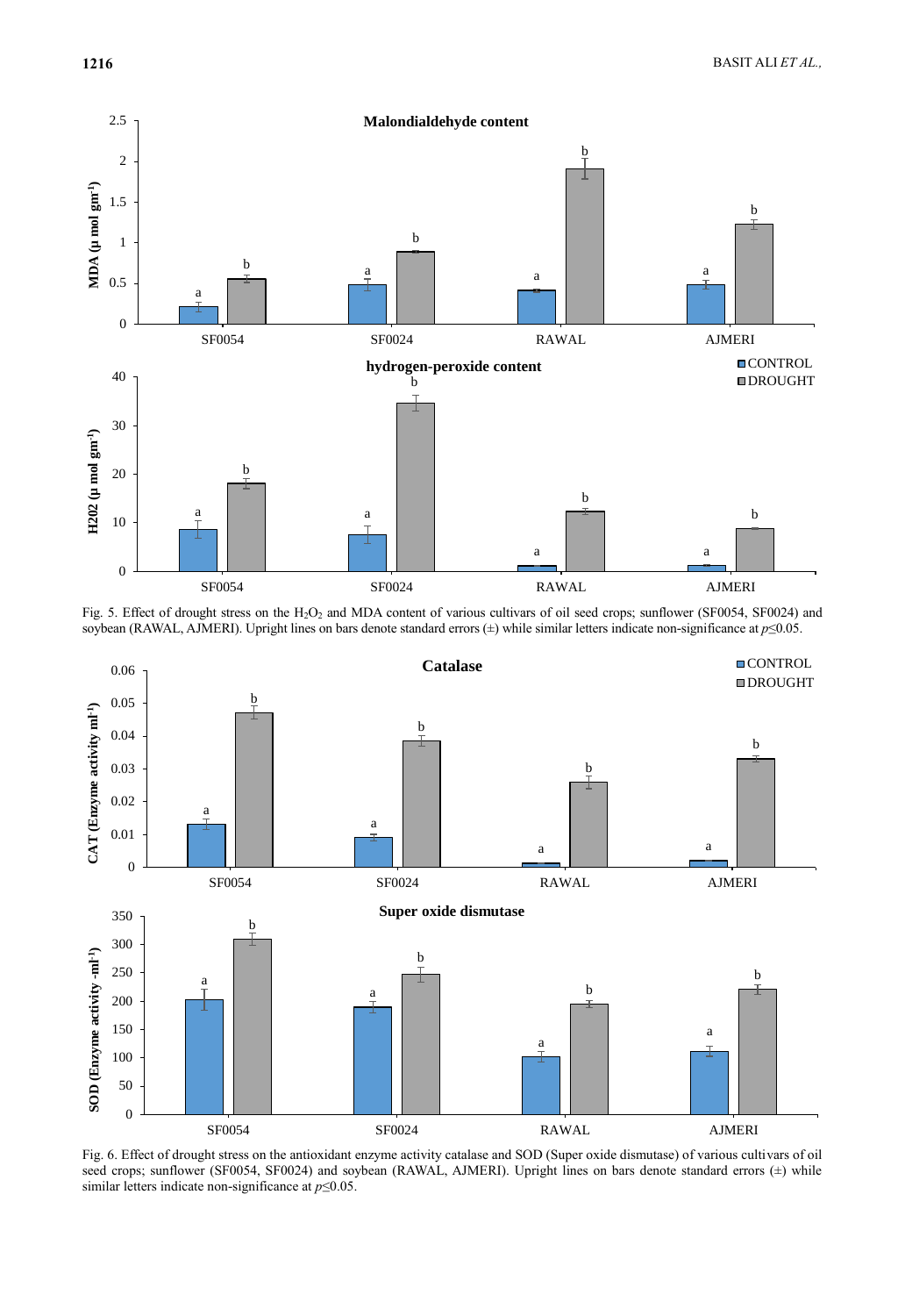Fig. 5. Effect of drought stress on the $H_2O_2$ and MDA content of various cultivars of oil seed crops; sunflower (SF0054, SF0024) and soybean (RAWAL, AJMERI). Upright lines on bars denote standard errors (±) while similar letters indicate non-significance at $p \leq 0.05$.

Fig. 6. Effect of drought stress on the antioxidant enzyme activity catalase and SOD (Super oxide dismutase) of various cultivars of oil seed crops; sunflower (SF0054, SF0024) and soybean (RAWAL, AJMERI). Upright lines on bars denote standard errors (±) while similar letters indicate non-significance at $p \leq 0.05$.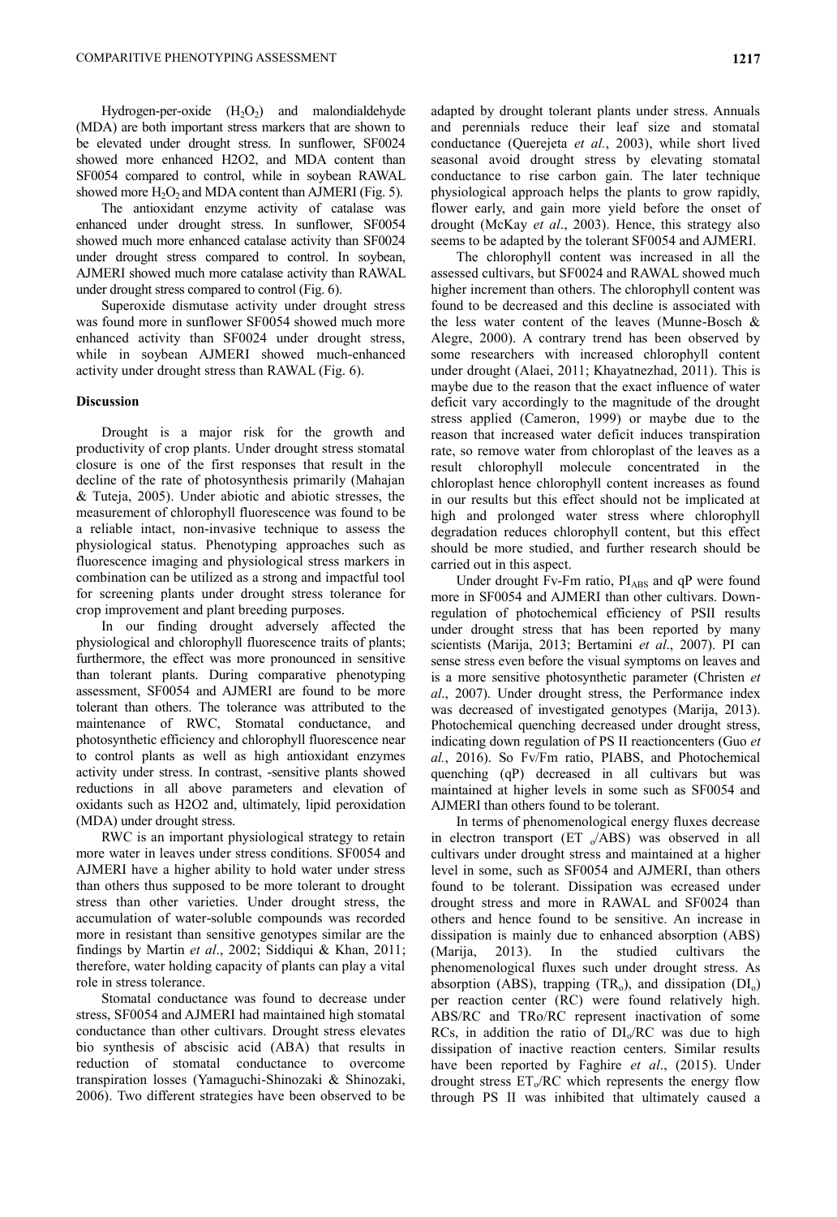Hydrogen-per-oxide ($H_2O_2$) and malondialdehyde (MDA) are both important stress markers that are shown to be elevated under drought stress. In sunflower, SF0024 showed more enhanced H2O2, and MDA content than SF0054 compared to control, while in soybean RAWAL showed more $H_2O_2$ and MDA content than AJMERI (Fig. 5).

The antioxidant enzyme activity of catalase was enhanced under drought stress. In sunflower, SF0054 showed much more enhanced catalase activity than SF0024 under drought stress compared to control. In soybean, AJMERI showed much more catalase activity than RAWAL under drought stress compared to control (Fig. 6).

Superoxide dismutase activity under drought stress was found more in sunflower SF0054 showed much more enhanced activity than SF0024 under drought stress, while in soybean AJMERI showed much-enhanced activity under drought stress than RAWAL (Fig. 6).

## Discussion

Drought is a major risk for the growth and productivity of crop plants. Under drought stress stomatal closure is one of the first responses that result in the decline of the rate of photosynthesis primarily (Mahajan & Tuteja, 2005). Under abiotic and abiotic stresses, the measurement of chlorophyll fluorescence was found to be a reliable intact, non-invasive technique to assess the physiological status. Phenotyping approaches such as fluorescence imaging and physiological stress markers in combination can be utilized as a strong and impactful tool for screening plants under drought stress tolerance for crop improvement and plant breeding purposes.

In our finding drought adversely affected the physiological and chlorophyll fluorescence traits of plants; furthermore, the effect was more pronounced in sensitive than tolerant plants. During comparative phenotyping assessment, SF0054 and AJMERI are found to be more tolerant than others. The tolerance was attributed to the maintenance of RWC, Stomatal conductance, and photosynthetic efficiency and chlorophyll fluorescence near to control plants as well as high antioxidant enzymes activity under stress. In contrast, -sensitive plants showed reductions in all above parameters and elevation of oxidants such as H2O2 and, ultimately, lipid peroxidation (MDA) under drought stress.

RWC is an important physiological strategy to retain more water in leaves under stress conditions. SF0054 and AJMERI have a higher ability to hold water under stress than others thus supposed to be more tolerant to drought stress than other varieties. Under drought stress, the accumulation of water-soluble compounds was recorded more in resistant than sensitive genotypes similar are the findings by Martin *et al*., 2002; Siddiqui & Khan, 2011; therefore, water holding capacity of plants can play a vital role in stress tolerance.

Stomatal conductance was found to decrease under stress, SF0054 and AJMERI had maintained high stomatal conductance than other cultivars. Drought stress elevates bio synthesis of abscisic acid (ABA) that results in reduction of stomatal conductance to overcome transpiration losses (Yamaguchi-Shinozaki & Shinozaki, 2006). Two different strategies have been observed to be adapted by drought tolerant plants under stress. Annuals and perennials reduce their leaf size and stomatal conductance (Querejeta *et al*., 2003), while short lived seasonal avoid drought stress by elevating stomatal conductance to rise carbon gain. The later technique physiological approach helps the plants to grow rapidly, flower early, and gain more yield before the onset of drought (McKay *et al*., 2003). Hence, this strategy also seems to be adapted by the tolerant SF0054 and AJMERI.

The chlorophyll content was increased in all the assessed cultivars, but SF0024 and RAWAL showed much higher increment than others. The chlorophyll content was found to be decreased and this decline is associated with the less water content of the leaves (Munne-Bosch & Alegre, 2000). A contrary trend has been observed by some researchers with increased chlorophyll content under drought (Alaei, 2011; Khayatnezhad, 2011). This is maybe due to the reason that the exact influence of water deficit vary accordingly to the magnitude of the drought stress applied (Cameron, 1999) or maybe due to the reason that increased water deficit induces transpiration rate, so remove water from chloroplast of the leaves as a result chlorophyll molecule concentrated in the chloroplast hence chlorophyll content increases as found in our results but this effect should not be implicated at high and prolonged water stress where chlorophyll degradation reduces chlorophyll content, but this effect should be more studied, and further research should be carried out in this aspect.

Under drought Fv-Fm ratio, $PI_{ABS}$ and qP were found more in SF0054 and AJMERI than other cultivars. Down-regulation of photochemical efficiency of PSII results under drought stress that has been reported by many scientists (Marija, 2013; Bertamini *et al*., 2007). PI can sense stress even before the visual symptoms on leaves and is a more sensitive photosynthetic parameter (Christen *et al*., 2007). Under drought stress, the Performance index was decreased of investigated genotypes (Marija, 2013). Photochemical quenching decreased under drought stress, indicating down regulation of PS II reactioncenters (Guo *et al.*, 2016). So Fv/Fm ratio, PIABS, and Photochemical quenching (qP) decreased in all cultivars but was maintained at higher levels in some such as SF0054 and AJMERI than others found to be tolerant.

In terms of phenomenological energy fluxes decrease in electron transport ($ET_o$/ABS) was observed in all cultivars under drought stress and maintained at a higher level in some, such as SF0054 and AJMERI, than others found to be tolerant. Dissipation was ecreased under drought stress and more in RAWAL and SF0024 than others and hence found to be sensitive. An increase in dissipation is mainly due to enhanced absorption (ABS) (Marija, 2013). In the studied cultivars the phenomenological fluxes such under drought stress. As absorption (ABS), trapping ($TR_o$), and dissipation ($DI_o$) per reaction center (RC) were found relatively high. ABS/RC and TRo/RC represent inactivation of some RCs, in addition the ratio of $DI_o$/RC was due to high dissipation of inactive reaction centers. Similar results have been reported by Faghire *et al*., (2015). Under drought stress $ET_o$/RC which represents the energy flow through PS II was inhibited that ultimately caused a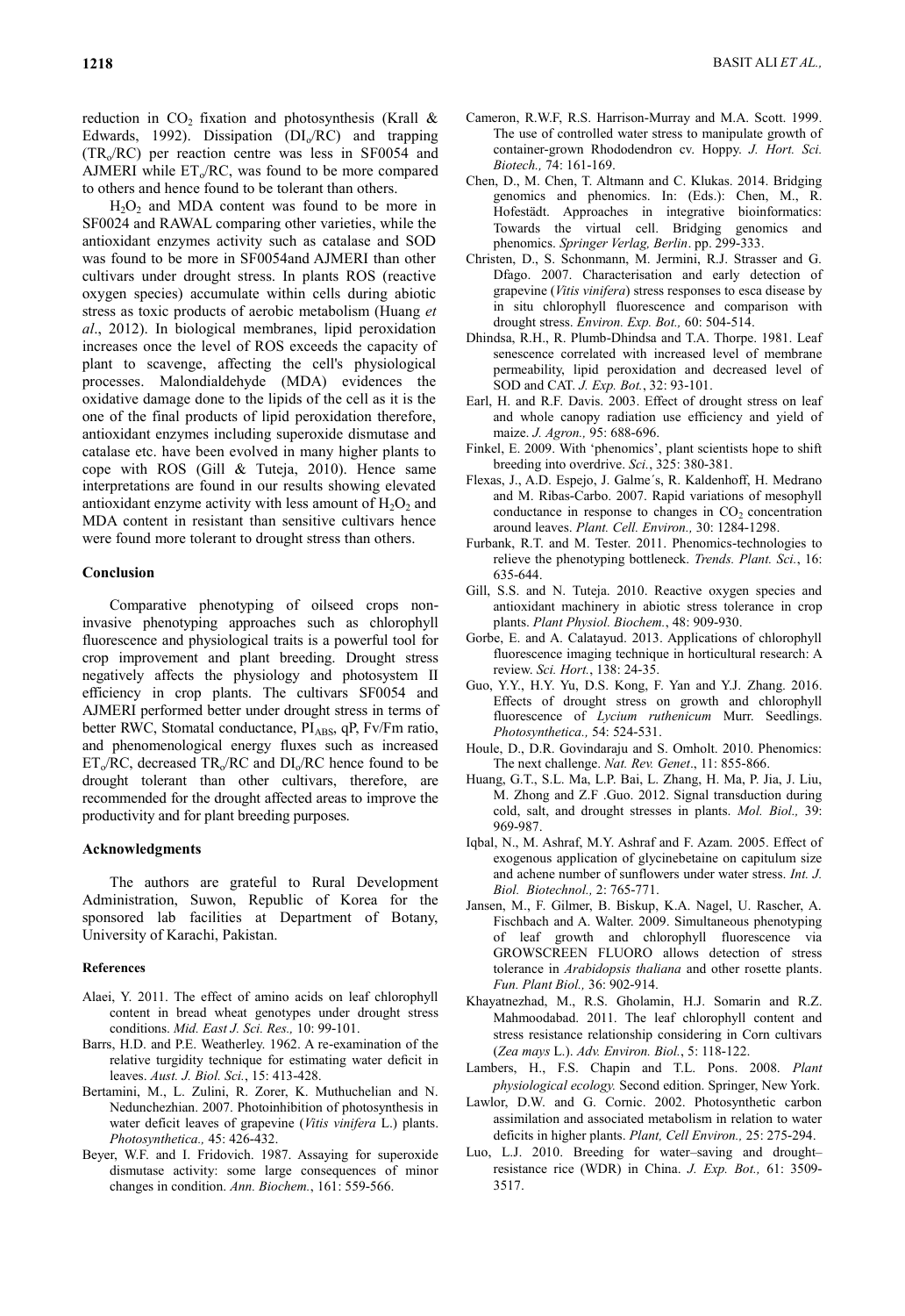reduction in $CO_2$ fixation and photosynthesis (Krall & Edwards, 1992). Dissipation ($DI_o/RC$) and trapping ($TR_o/RC$) per reaction centre was less in SF0054 and AJMERI while $ET_o/RC$, was found to be more compared to others and hence found to be tolerant than others.

$H_2O_2$ and MDA content was found to be more in SF0024 and RAWAL comparing other varieties, while the antioxidant enzymes activity such as catalase and SOD was found to be more in SF0054and AJMERI than other cultivars under drought stress. In plants ROS (reactive oxygen species) accumulate within cells during abiotic stress as toxic products of aerobic metabolism (Huang *et al*., 2012). In biological membranes, lipid peroxidation increases once the level of ROS exceeds the capacity of plant to scavenge, affecting the cell's physiological processes. Malondialdehyde (MDA) evidences the oxidative damage done to the lipids of the cell as it is the one of the final products of lipid peroxidation therefore, antioxidant enzymes including superoxide dismutase and catalase etc. have been evolved in many higher plants to cope with ROS (Gill & Tuteja, 2010). Hence same interpretations are found in our results showing elevated antioxidant enzyme activity with less amount of $H_2O_2$ and MDA content in resistant than sensitive cultivars hence were found more tolerant to drought stress than others.

## Conclusion

Comparative phenotyping of oilseed crops non-invasive phenotyping approaches such as chlorophyll fluorescence and physiological traits is a powerful tool for crop improvement and plant breeding. Drought stress negatively affects the physiology and photosystem II efficiency in crop plants. The cultivars SF0054 and AJMERI performed better under drought stress in terms of better RWC, Stomatal conductance, $PI_{ABS}$, qP, Fv/Fm ratio, and phenomenological energy fluxes such as increased $ET_o/RC$, decreased $TR_o/RC$ and $DI_o/RC$ hence found to be drought tolerant than other cultivars, therefore, are recommended for the drought affected areas to improve the productivity and for plant breeding purposes.

## Acknowledgments

The authors are grateful to Rural Development Administration, Suwon, Republic of Korea for the sponsored lab facilities at Department of Botany, University of Karachi, Pakistan.

### References

Alaei, Y. 2011. The effect of amino acids on leaf chlorophyll content in bread wheat genotypes under drought stress conditions. *Mid. East J. Sci. Res.,* 10: 99-101.

Barrs, H.D. and P.E. Weatherley. 1962. A re-examination of the relative turgidity technique for estimating water deficit in leaves. *Aust. J. Biol. Sci.*, 15: 413-428.

Bertamini, M., L. Zulini, R. Zorer, K. Muthuchelian and N. Nedunchezhian. 2007. Photoinhibition of photosynthesis in water deficit leaves of grapevine (*Vitis vinifera* L.) plants. *Photosynthetica.,* 45: 426-432.

Beyer, W.F. and I. Fridovich. 1987. Assaying for superoxide dismutase activity: some large consequences of minor changes in condition. *Ann. Biochem.*, 161: 559-566.

Cameron, R.W.F, R.S. Harrison-Murray and M.A. Scott. 1999. The use of controlled water stress to manipulate growth of container-grown Rhododendron cv. Hoppy. *J. Hort. Sci. Biotech.,* 74: 161-169.

Chen, D., M. Chen, T. Altmann and C. Klukas. 2014. Bridging genomics and phenomics. In: (Eds.): Chen, M., R. Hofestädt. Approaches in integrative bioinformatics: Towards the virtual cell. Bridging genomics and phenomics. *Springer Verlag, Berlin*. pp. 299-333.

Christen, D., S. Schonmann, M. Jermini, R.J. Strasser and G. Dfago. 2007. Characterisation and early detection of grapevine (*Vitis vinifera*) stress responses to esca disease by in situ chlorophyll fluorescence and comparison with drought stress. *Environ. Exp. Bot.,* 60: 504-514.

Dhindsa, R.H., R. Plumb-Dhindsa and T.A. Thorpe. 1981. Leaf senescence correlated with increased level of membrane permeability, lipid peroxidation and decreased level of SOD and CAT. *J. Exp. Bot.*, 32: 93-101.

Earl, H. and R.F. Davis. 2003. Effect of drought stress on leaf and whole canopy radiation use efficiency and yield of maize. *J. Agron.,* 95: 688-696.

Finkel, E. 2009. With 'phenomics', plant scientists hope to shift breeding into overdrive. *Sci.*, 325: 380-381.

Flexas, J., A.D. Espejo, J. Galme´s, R. Kaldenhoff, H. Medrano and M. Ribas-Carbo. 2007. Rapid variations of mesophyll conductance in response to changes in $CO_2$ concentration around leaves. *Plant. Cell. Environ.,* 30: 1284-1298.

Furbank, R.T. and M. Tester. 2011. Phenomics-technologies to relieve the phenotyping bottleneck. *Trends. Plant. Sci.*, 16: 635-644.

Gill, S.S. and N. Tuteja. 2010. Reactive oxygen species and antioxidant machinery in abiotic stress tolerance in crop plants. *Plant Physiol. Biochem.*, 48: 909-930.

Gorbe, E. and A. Calatayud. 2013. Applications of chlorophyll fluorescence imaging technique in horticultural research: A review. *Sci. Hort.*, 138: 24-35.

Guo, Y.Y., H.Y. Yu, D.S. Kong, F. Yan and Y.J. Zhang. 2016. Effects of drought stress on growth and chlorophyll fluorescence of *Lycium ruthenicum* Murr. Seedlings. *Photosynthetica.,* 54: 524-531.

Houle, D., D.R. Govindaraju and S. Omholt. 2010. Phenomics: The next challenge. *Nat. Rev. Genet*., 11: 855-866.

Huang, G.T., S.L. Ma, L.P. Bai, L. Zhang, H. Ma, P. Jia, J. Liu, M. Zhong and Z.F .Guo. 2012. Signal transduction during cold, salt, and drought stresses in plants. *Mol. Biol.,* 39: 969-987.

Iqbal, N., M. Ashraf, M.Y. Ashraf and F. Azam. 2005. Effect of exogenous application of glycinebetaine on capitulum size and achene number of sunflowers under water stress. *Int. J. Biol. Biotechnol.,* 2: 765-771.

Jansen, M., F. Gilmer, B. Biskup, K.A. Nagel, U. Rascher, A. Fischbach and A. Walter. 2009. Simultaneous phenotyping of leaf growth and chlorophyll fluorescence via GROWSCREEN FLUORO allows detection of stress tolerance in *Arabidopsis thaliana* and other rosette plants. *Fun. Plant Biol.,* 36: 902-914.

Khayatnezhad, M., R.S. Gholamin, H.J. Somarin and R.Z. Mahmoodabad. 2011. The leaf chlorophyll content and stress resistance relationship considering in Corn cultivars (*Zea mays* L.). *Adv. Environ. Biol.*, 5: 118-122.

Lambers, H., F.S. Chapin and T.L. Pons. 2008. *Plant physiological ecology.* Second edition. Springer, New York.

Lawlor, D.W. and G. Cornic. 2002. Photosynthetic carbon assimilation and associated metabolism in relation to water deficits in higher plants. *Plant, Cell Environ.,* 25: 275-294.

Luo, L.J. 2010. Breeding for water–saving and drought–resistance rice (WDR) in China. *J. Exp. Bot.,* 61: 3509-3517.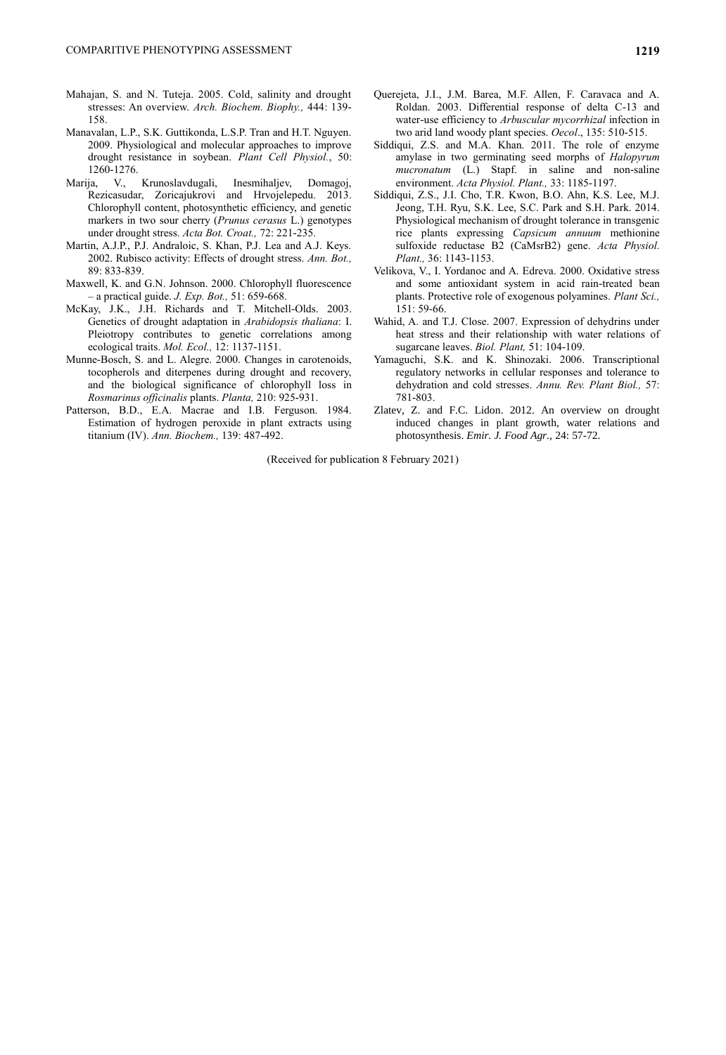Mahajan, S. and N. Tuteja. 2005. Cold, salinity and drought stresses: An overview. *Arch. Biochem. Biophy.,* 444: 139-158.

Manavalan, L.P., S.K. Guttikonda, L.S.P. Tran and H.T. Nguyen. 2009. Physiological and molecular approaches to improve drought resistance in soybean. *Plant Cell Physiol.*, 50: 1260-1276.

Marija, V., Krunoslavdugali, Inesmihaljev, Domagoj, Rezicasudar, Zoricajukrovi and Hrvojelepedu. 2013. Chlorophyll content, photosynthetic efficiency, and genetic markers in two sour cherry (*Prunus cerasus* L.) genotypes under drought stress. *Acta Bot. Croat.,* 72: 221-235.

Martin, A.J.P., P.J. Andraloic, S. Khan, P.J. Lea and A.J. Keys. 2002. Rubisco activity: Effects of drought stress. *Ann. Bot.,* 89: 833-839.

Maxwell, K. and G.N. Johnson. 2000. Chlorophyll fluorescence – a practical guide. *J. Exp. Bot.,* 51: 659-668.

McKay, J.K., J.H. Richards and T. Mitchell-Olds. 2003. Genetics of drought adaptation in *Arabidopsis thaliana*: I. Pleiotropy contributes to genetic correlations among ecological traits. *Mol. Ecol.,* 12: 1137-1151.

Munne-Bosch, S. and L. Alegre. 2000. Changes in carotenoids, tocopherols and diterpenes during drought and recovery, and the biological significance of chlorophyll loss in *Rosmarinus officinalis* plants. *Planta,* 210: 925-931.

Patterson, B.D., E.A. Macrae and I.B. Ferguson. 1984. Estimation of hydrogen peroxide in plant extracts using titanium (IV). *Ann. Biochem.,* 139: 487-492.

Querejeta, J.I., J.M. Barea, M.F. Allen, F. Caravaca and A. Roldan. 2003. Differential response of delta C-13 and water-use efficiency to *Arbuscular mycorrhizal* infection in two arid land woody plant species. *Oecol*., 135: 510-515.

Siddiqui, Z.S. and M.A. Khan. 2011. The role of enzyme amylase in two germinating seed morphs of *Halopyrum mucronatum* (L.) Stapf. in saline and non-saline environment. *Acta Physiol. Plant.,* 33: 1185-1197.

Siddiqui, Z.S., J.I. Cho, T.R. Kwon, B.O. Ahn, K.S. Lee, M.J. Jeong, T.H. Ryu, S.K. Lee, S.C. Park and S.H. Park. 2014. Physiological mechanism of drought tolerance in transgenic rice plants expressing *Capsicum annuum* methionine sulfoxide reductase B2 (CaMsrB2) gene. *Acta Physiol. Plant.,* 36: 1143-1153.

Velikova, V., I. Yordanoc and A. Edreva. 2000. Oxidative stress and some antioxidant system in acid rain-treated bean plants. Protective role of exogenous polyamines. *Plant Sci.,* 151: 59-66.

Wahid, A. and T.J. Close. 2007. Expression of dehydrins under heat stress and their relationship with water relations of sugarcane leaves. *Biol. Plant,* 51: 104-109.

Yamaguchi, S.K. and K. Shinozaki. 2006. Transcriptional regulatory networks in cellular responses and tolerance to dehydration and cold stresses. *Annu. Rev. Plant Biol.,* 57: 781-803.

Zlatev, Z. and F.C. Lidon. 2012. An overview on drought induced changes in plant growth, water relations and photosynthesis. *Emir. J. Food Agr.,* 24: 57-72.

(Received for publication 8 February 2021)